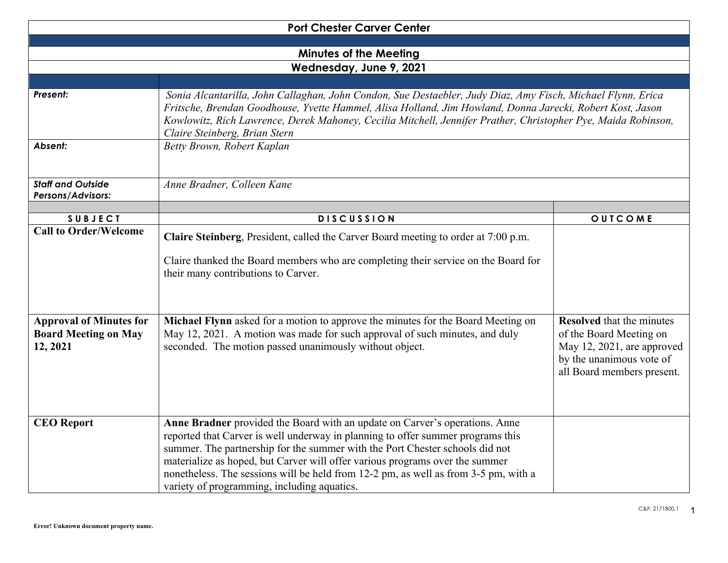# Port Chester Carver Center

## Minutes of the Meeting

## Wednesday, June 9, 2021

| | |
|---|---|
| ***Present:*** | *Sonia Alcantarilla, John Callaghan, John Condon, Sue Destaebler, Judy Diaz, Amy Fisch, Michael Flynn, Erica Fritsche, Brendan Goodhouse, Yvette Hammel, Alisa Holland, Jim Howland, Donna Jarecki, Robert Kost, Jason Kowlowitz, Rich Lawrence, Derek Mahoney, Cecilia Mitchell, Jennifer Prather, Christopher Pye, Maida Robinson, Claire Steinberg, Brian Stern* |
| ***Absent:*** | *Betty Brown, Robert Kaplan* |
| ***Staff and Outside Persons/Advisors:*** | *Anne Bradner, Colleen Kane* |

| SUBJECT | DISCUSSION | OUTCOME |
|---|---|---|
| **Call to Order/Welcome** | **Claire Steinberg**, President, called the Carver Board meeting to order at 7:00 p.m.<br><br>Claire thanked the Board members who are completing their service on the Board for their many contributions to Carver. | |
| **Approval of Minutes for Board Meeting on May 12, 2021** | **Michael Flynn** asked for a motion to approve the minutes for the Board Meeting on May 12, 2021. A motion was made for such approval of such minutes, and duly seconded. The motion passed unanimously without object. | **Resolved** that the minutes of the Board Meeting on May 12, 2021, are approved by the unanimous vote of all Board members present. |
| **CEO Report** | **Anne Bradner** provided the Board with an update on Carver's operations. Anne reported that Carver is well underway in planning to offer summer programs this summer. The partnership for the summer with the Port Chester schools did not materialize as hoped, but Carver will offer various programs over the summer nonetheless. The sessions will be held from 12-2 pm, as well as from 3-5 pm, with a variety of programming, including aquatics. | |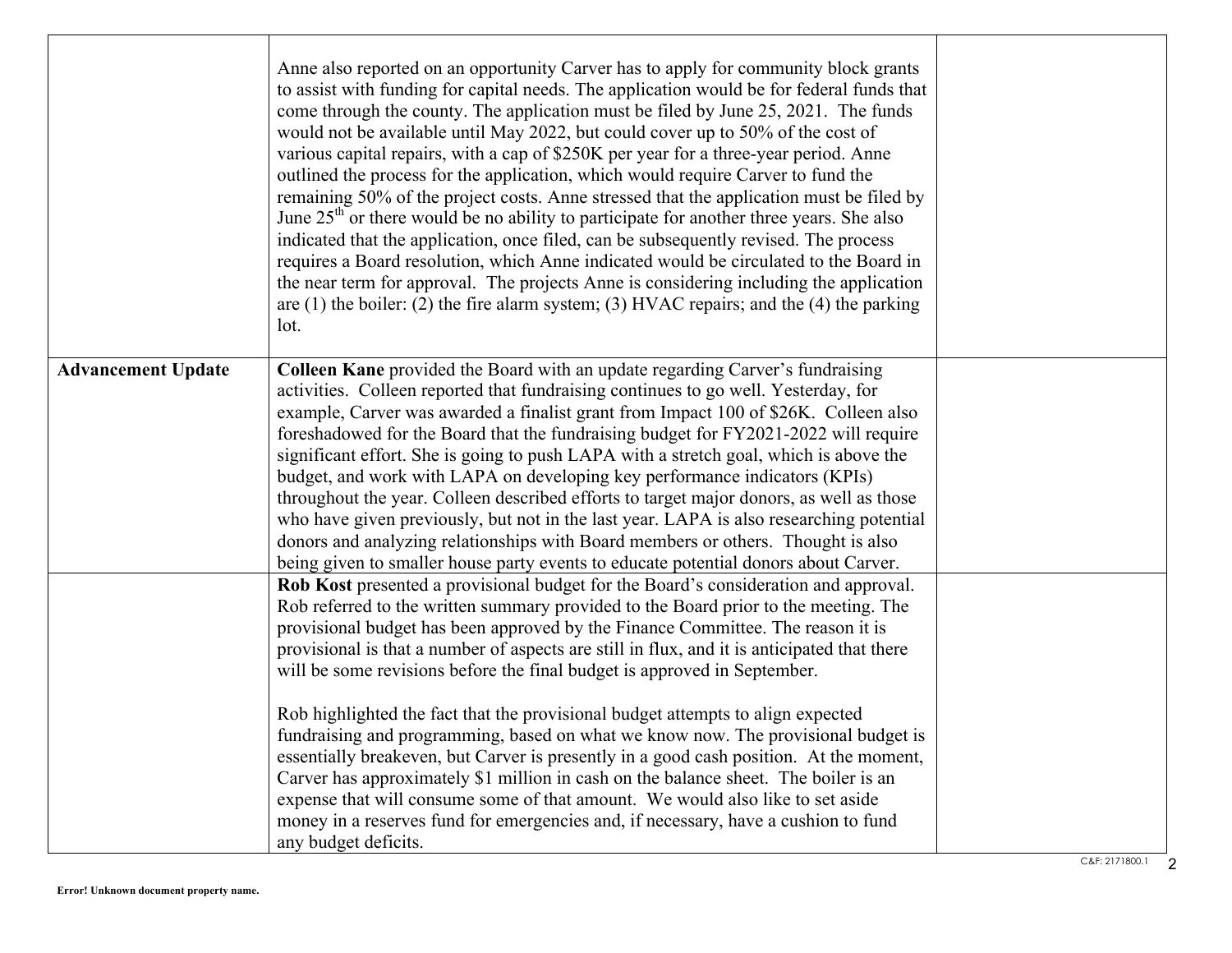| | | |
|---|---|---|
| | Anne also reported on an opportunity Carver has to apply for community block grants to assist with funding for capital needs. The application would be for federal funds that come through the county. The application must be filed by June 25, 2021. The funds would not be available until May 2022, but could cover up to 50% of the cost of various capital repairs, with a cap of $250K per year for a three-year period. Anne outlined the process for the application, which would require Carver to fund the remaining 50% of the project costs. Anne stressed that the application must be filed by June 25th or there would be no ability to participate for another three years. She also indicated that the application, once filed, can be subsequently revised. The process requires a Board resolution, which Anne indicated would be circulated to the Board in the near term for approval. The projects Anne is considering including the application are (1) the boiler: (2) the fire alarm system; (3) HVAC repairs; and the (4) the parking lot. | |
| **Advancement Update** | **Colleen Kane** provided the Board with an update regarding Carver's fundraising activities. Colleen reported that fundraising continues to go well. Yesterday, for example, Carver was awarded a finalist grant from Impact 100 of $26K. Colleen also foreshadowed for the Board that the fundraising budget for FY2021-2022 will require significant effort. She is going to push LAPA with a stretch goal, which is above the budget, and work with LAPA on developing key performance indicators (KPIs) throughout the year. Colleen described efforts to target major donors, as well as those who have given previously, but not in the last year. LAPA is also researching potential donors and analyzing relationships with Board members or others. Thought is also being given to smaller house party events to educate potential donors about Carver. | |
| | **Rob Kost** presented a provisional budget for the Board's consideration and approval. Rob referred to the written summary provided to the Board prior to the meeting. The provisional budget has been approved by the Finance Committee. The reason it is provisional is that a number of aspects are still in flux, and it is anticipated that there will be some revisions before the final budget is approved in September.<br><br>Rob highlighted the fact that the provisional budget attempts to align expected fundraising and programming, based on what we know now. The provisional budget is essentially breakeven, but Carver is presently in a good cash position. At the moment, Carver has approximately $1 million in cash on the balance sheet. The boiler is an expense that will consume some of that amount. We would also like to set aside money in a reserves fund for emergencies and, if necessary, have a cushion to fund any budget deficits. | |

C&F: 2171800.1

Error! Unknown document property name.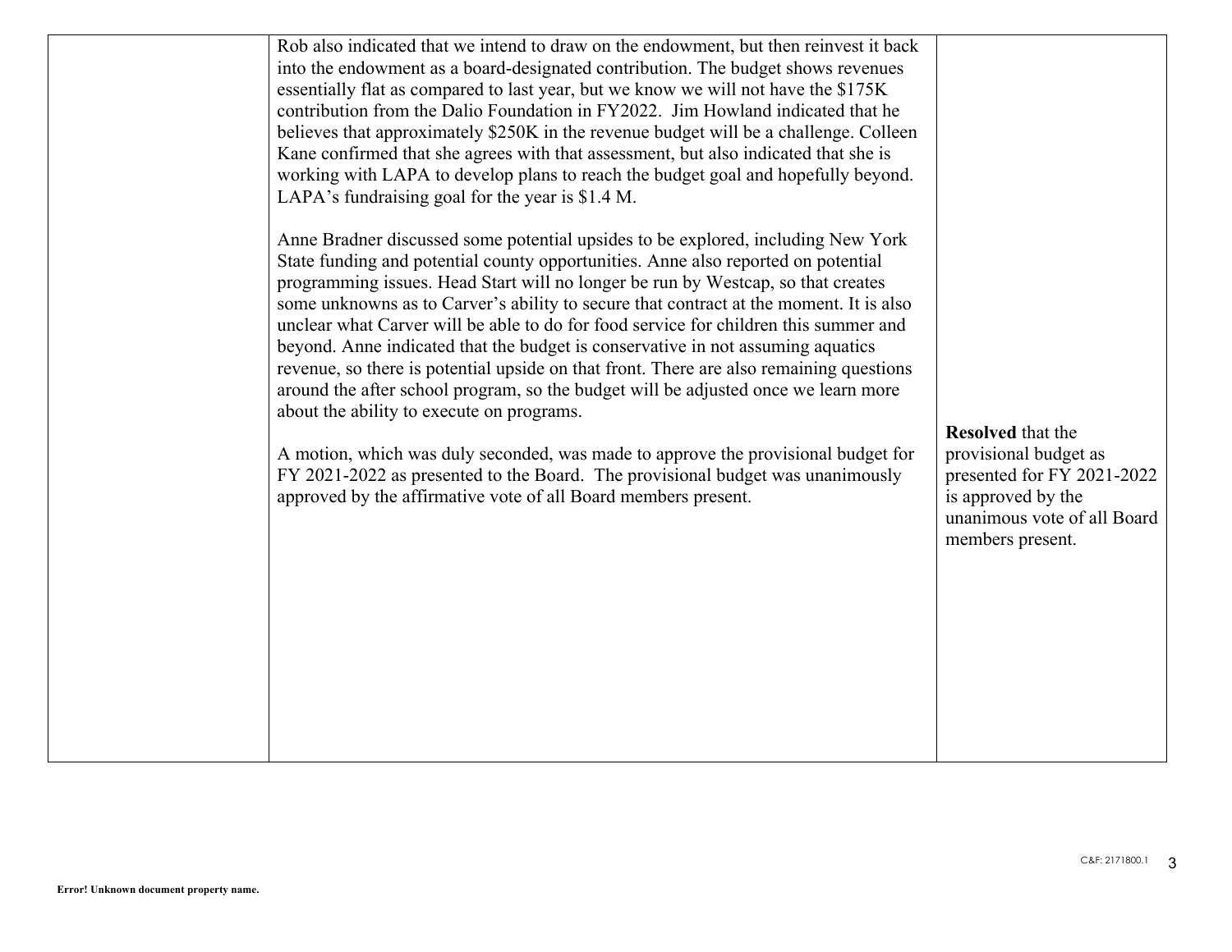| | | |
|---|---|---|
| | Rob also indicated that we intend to draw on the endowment, but then reinvest it back into the endowment as a board-designated contribution. The budget shows revenues essentially flat as compared to last year, but we know we will not have the $175K contribution from the Dalio Foundation in FY2022. Jim Howland indicated that he believes that approximately $250K in the revenue budget will be a challenge. Colleen Kane confirmed that she agrees with that assessment, but also indicated that she is working with LAPA to develop plans to reach the budget goal and hopefully beyond. LAPA's fundraising goal for the year is $1.4 M.<br><br>Anne Bradner discussed some potential upsides to be explored, including New York State funding and potential county opportunities. Anne also reported on potential programming issues. Head Start will no longer be run by Westcap, so that creates some unknowns as to Carver's ability to secure that contract at the moment. It is also unclear what Carver will be able to do for food service for children this summer and beyond. Anne indicated that the budget is conservative in not assuming aquatics revenue, so there is potential upside on that front. There are also remaining questions around the after school program, so the budget will be adjusted once we learn more about the ability to execute on programs.<br><br>A motion, which was duly seconded, was made to approve the provisional budget for FY 2021-2022 as presented to the Board. The provisional budget was unanimously approved by the affirmative vote of all Board members present. | **Resolved** that the provisional budget as presented for FY 2021-2022 is approved by the unanimous vote of all Board members present. |

C&F: 2171800.1

Error! Unknown document property name.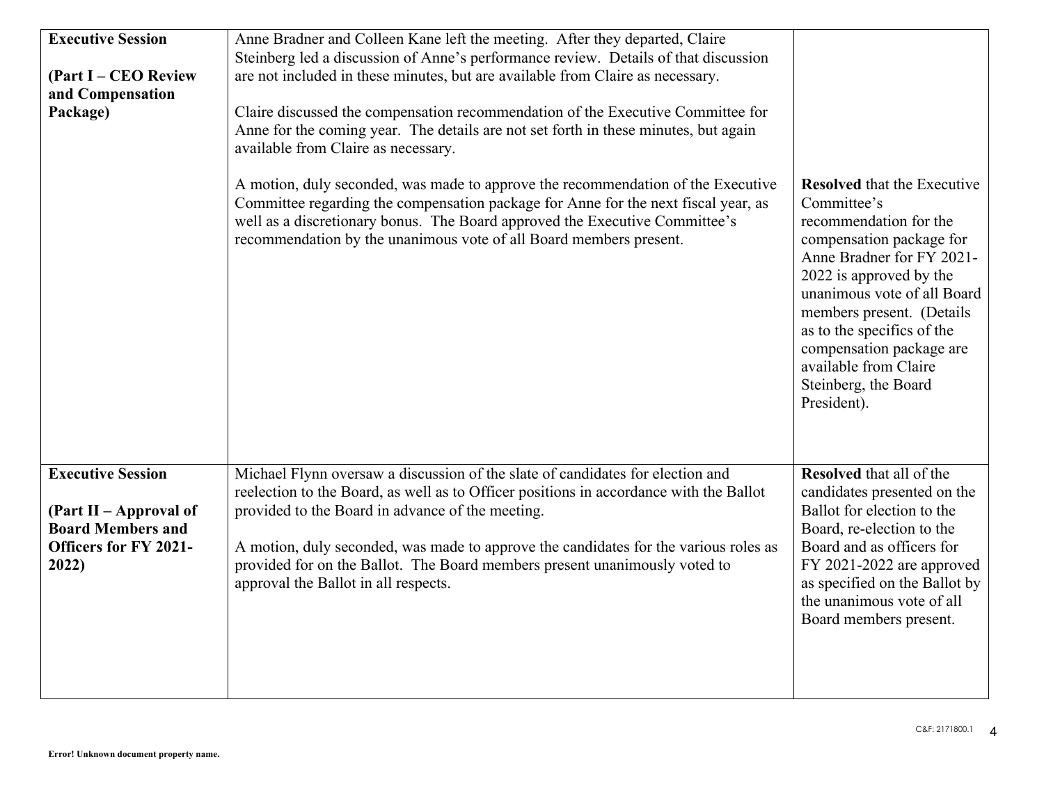| | | |
|---|---|---|
| **Executive Session**<br><br>**(Part I – CEO Review and Compensation Package)** | Anne Bradner and Colleen Kane left the meeting. After they departed, Claire Steinberg led a discussion of Anne's performance review. Details of that discussion are not included in these minutes, but are available from Claire as necessary.<br><br>Claire discussed the compensation recommendation of the Executive Committee for Anne for the coming year. The details are not set forth in these minutes, but again available from Claire as necessary.<br><br>A motion, duly seconded, was made to approve the recommendation of the Executive Committee regarding the compensation package for Anne for the next fiscal year, as well as a discretionary bonus. The Board approved the Executive Committee's recommendation by the unanimous vote of all Board members present. | **Resolved** that the Executive Committee's recommendation for the compensation package for Anne Bradner for FY 2021-2022 is approved by the unanimous vote of all Board members present. (Details as to the specifics of the compensation package are available from Claire Steinberg, the Board President). |
| **Executive Session**<br><br>**(Part II – Approval of Board Members and Officers for FY 2021-2022)** | Michael Flynn oversaw a discussion of the slate of candidates for election and reelection to the Board, as well as to Officer positions in accordance with the Ballot provided to the Board in advance of the meeting.<br><br>A motion, duly seconded, was made to approve the candidates for the various roles as provided for on the Ballot. The Board members present unanimously voted to approval the Ballot in all respects. | **Resolved** that all of the candidates presented on the Ballot for election to the Board, re-election to the Board and as officers for FY 2021-2022 are approved as specified on the Ballot by the unanimous vote of all Board members present. |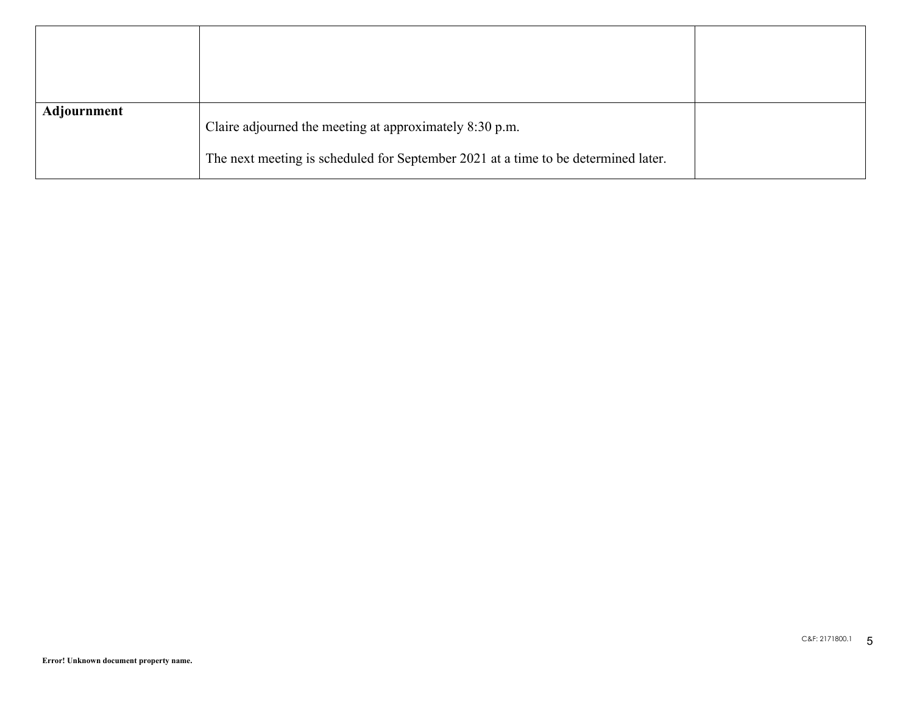| | | |
|---|---|---|
| | | |
| **Adjournment** | Claire adjourned the meeting at approximately 8:30 p.m.<br><br>The next meeting is scheduled for September 2021 at a time to be determined later. | |

C&F: 2171800.1

**Error! Unknown document property name.**